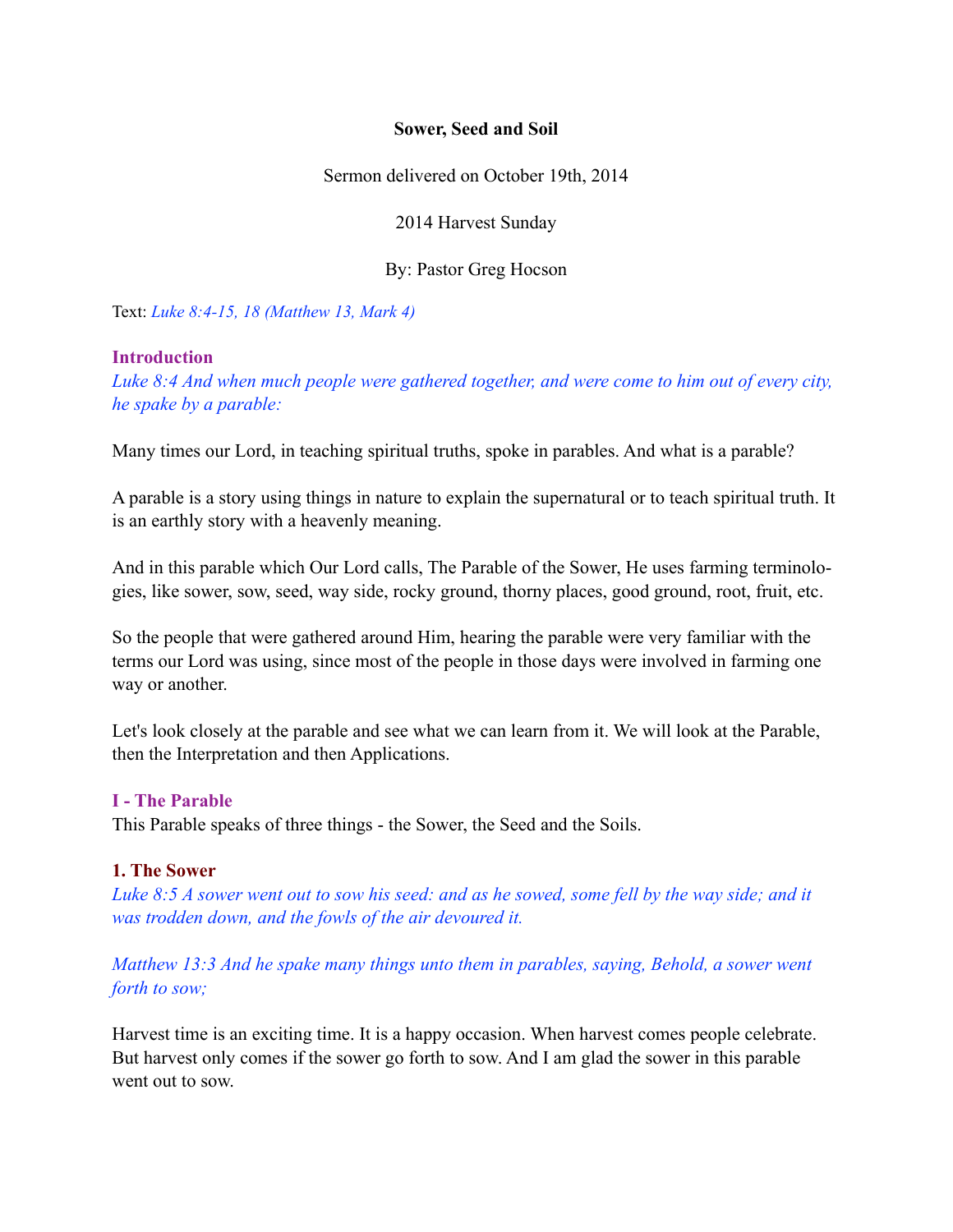**Sower, Seed and Soil**

Sermon delivered on October 19th, 2014

2014 Harvest Sunday

By: Pastor Greg Hocson

Text: *Luke 8:4-15, 18 (Matthew 13, Mark 4)*

## Introduction

*Luke 8:4 And when much people were gathered together, and were come to him out of every city, he spake by a parable:*

Many times our Lord, in teaching spiritual truths, spoke in parables. And what is a parable?

A parable is a story using things in nature to explain the supernatural or to teach spiritual truth. It is an earthly story with a heavenly meaning.

And in this parable which Our Lord calls, The Parable of the Sower, He uses farming terminologies, like sower, sow, seed, way side, rocky ground, thorny places, good ground, root, fruit, etc.

So the people that were gathered around Him, hearing the parable were very familiar with the terms our Lord was using, since most of the people in those days were involved in farming one way or another.

Let's look closely at the parable and see what we can learn from it. We will look at the Parable, then the Interpretation and then Applications.

## I - The Parable

This Parable speaks of three things - the Sower, the Seed and the Soils.

### 1. The Sower

*Luke 8:5 A sower went out to sow his seed: and as he sowed, some fell by the way side; and it was trodden down, and the fowls of the air devoured it.*

*Matthew 13:3 And he spake many things unto them in parables, saying, Behold, a sower went forth to sow;*

Harvest time is an exciting time. It is a happy occasion. When harvest comes people celebrate. But harvest only comes if the sower go forth to sow. And I am glad the sower in this parable went out to sow.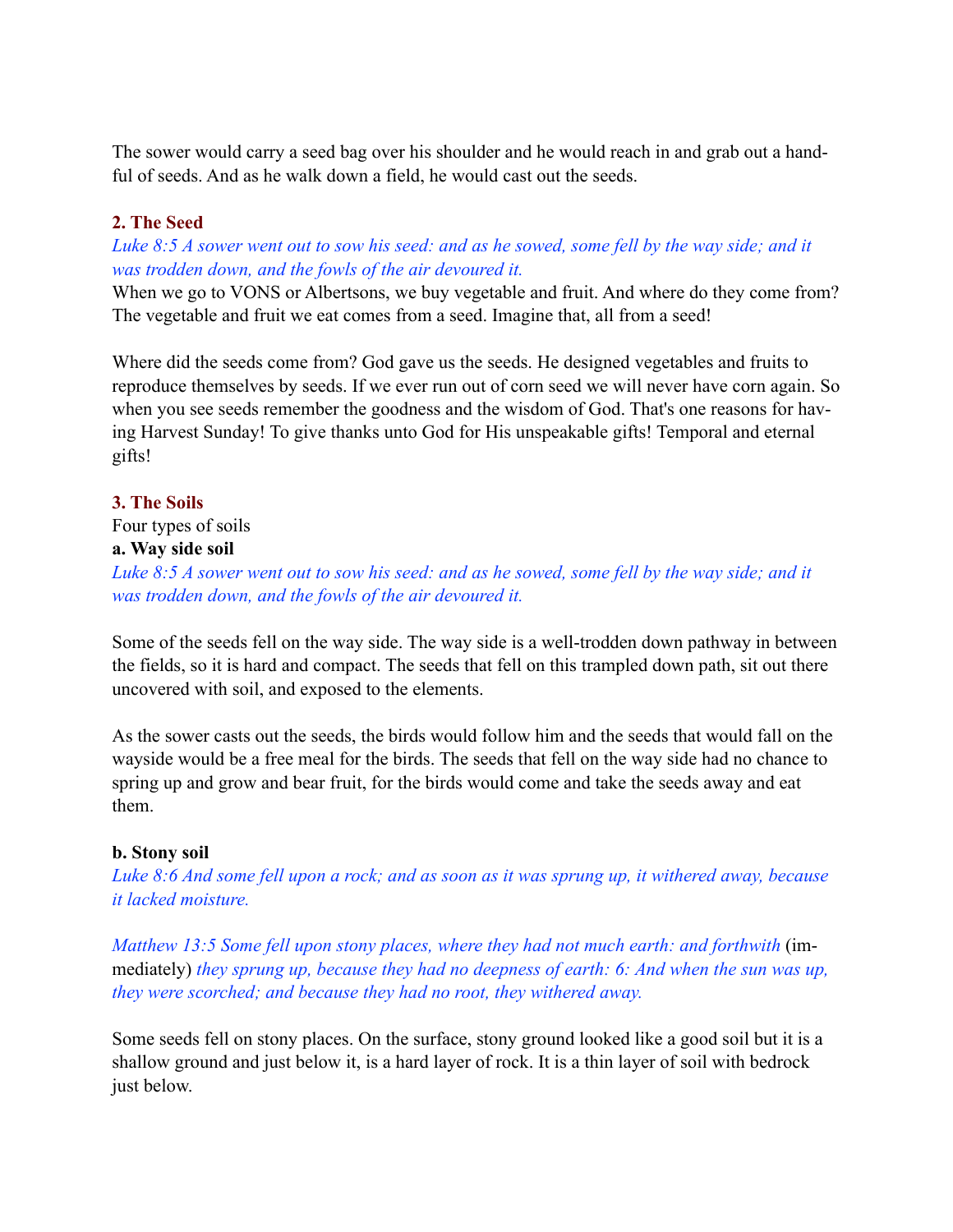The sower would carry a seed bag over his shoulder and he would reach in and grab out a handful of seeds. And as he walk down a field, he would cast out the seeds.

## 2. The Seed

*Luke 8:5 A sower went out to sow his seed: and as he sowed, some fell by the way side; and it was trodden down, and the fowls of the air devoured it.*

When we go to VONS or Albertsons, we buy vegetable and fruit. And where do they come from? The vegetable and fruit we eat comes from a seed. Imagine that, all from a seed!

Where did the seeds come from? God gave us the seeds. He designed vegetables and fruits to reproduce themselves by seeds. If we ever run out of corn seed we will never have corn again. So when you see seeds remember the goodness and the wisdom of God. That's one reasons for having Harvest Sunday! To give thanks unto God for His unspeakable gifts! Temporal and eternal gifts!

## 3. The Soils

Four types of soils

**a. Way side soil**

*Luke 8:5 A sower went out to sow his seed: and as he sowed, some fell by the way side; and it was trodden down, and the fowls of the air devoured it.*

Some of the seeds fell on the way side. The way side is a well-trodden down pathway in between the fields, so it is hard and compact. The seeds that fell on this trampled down path, sit out there uncovered with soil, and exposed to the elements.

As the sower casts out the seeds, the birds would follow him and the seeds that would fall on the wayside would be a free meal for the birds. The seeds that fell on the way side had no chance to spring up and grow and bear fruit, for the birds would come and take the seeds away and eat them.

**b. Stony soil**

*Luke 8:6 And some fell upon a rock; and as soon as it was sprung up, it withered away, because it lacked moisture.*

*Matthew 13:5 Some fell upon stony places, where they had not much earth: and forthwith* (immediately) *they sprung up, because they had no deepness of earth: 6: And when the sun was up, they were scorched; and because they had no root, they withered away.*

Some seeds fell on stony places. On the surface, stony ground looked like a good soil but it is a shallow ground and just below it, is a hard layer of rock. It is a thin layer of soil with bedrock just below.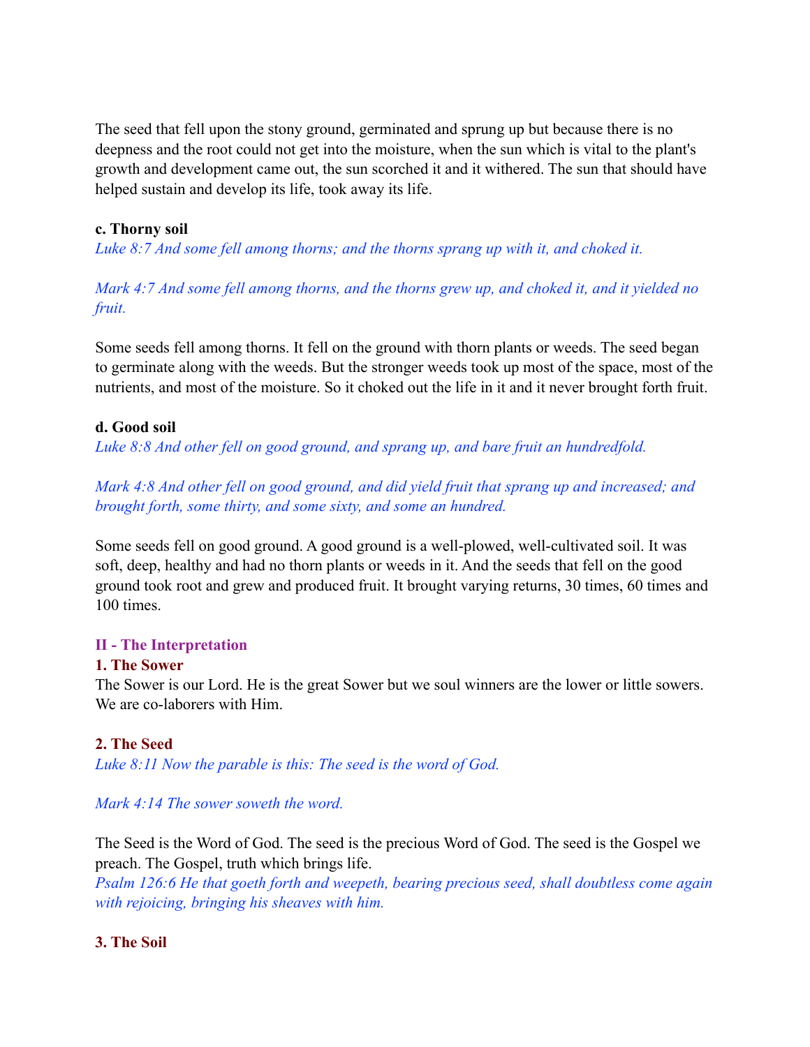The seed that fell upon the stony ground, germinated and sprung up but because there is no deepness and the root could not get into the moisture, when the sun which is vital to the plant's growth and development came out, the sun scorched it and it withered. The sun that should have helped sustain and develop its life, took away its life.

**c. Thorny soil**

*Luke 8:7 And some fell among thorns; and the thorns sprang up with it, and choked it.*

*Mark 4:7 And some fell among thorns, and the thorns grew up, and choked it, and it yielded no fruit.*

Some seeds fell among thorns. It fell on the ground with thorn plants or weeds. The seed began to germinate along with the weeds. But the stronger weeds took up most of the space, most of the nutrients, and most of the moisture. So it choked out the life in it and it never brought forth fruit.

**d. Good soil**

*Luke 8:8 And other fell on good ground, and sprang up, and bare fruit an hundredfold.*

*Mark 4:8 And other fell on good ground, and did yield fruit that sprang up and increased; and brought forth, some thirty, and some sixty, and some an hundred.*

Some seeds fell on good ground. A good ground is a well-plowed, well-cultivated soil. It was soft, deep, healthy and had no thorn plants or weeds in it. And the seeds that fell on the good ground took root and grew and produced fruit. It brought varying returns, 30 times, 60 times and 100 times.

## II - The Interpretation

### 1. The Sower

The Sower is our Lord. He is the great Sower but we soul winners are the lower or little sowers. We are co-laborers with Him.

### 2. The Seed

*Luke 8:11 Now the parable is this: The seed is the word of God.*

*Mark 4:14 The sower soweth the word.*

The Seed is the Word of God. The seed is the precious Word of God. The seed is the Gospel we preach. The Gospel, truth which brings life.

*Psalm 126:6 He that goeth forth and weepeth, bearing precious seed, shall doubtless come again with rejoicing, bringing his sheaves with him.*

### 3. The Soil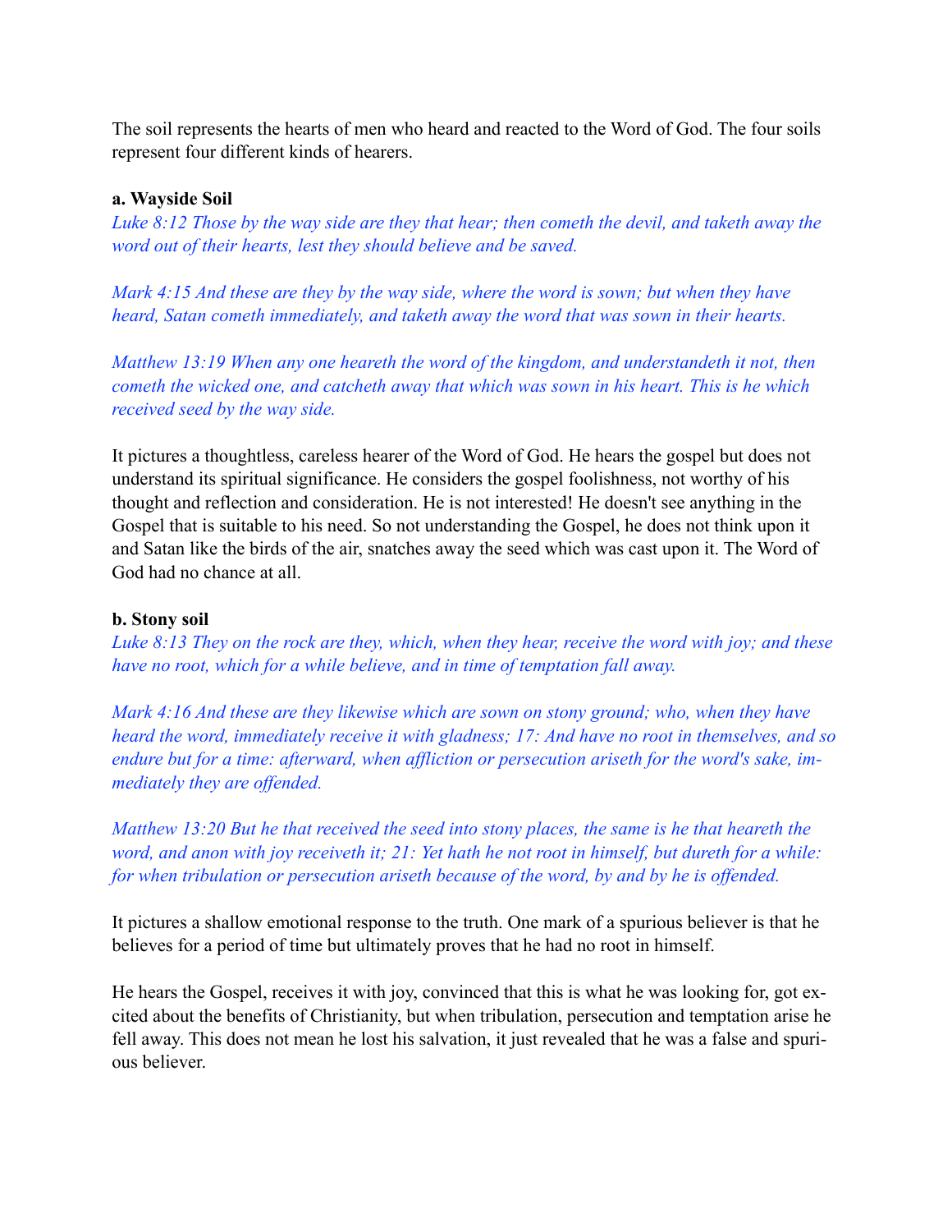The soil represents the hearts of men who heard and reacted to the Word of God. The four soils represent four different kinds of hearers.

**a. Wayside Soil**

*Luke 8:12 Those by the way side are they that hear; then cometh the devil, and taketh away the word out of their hearts, lest they should believe and be saved.*

*Mark 4:15 And these are they by the way side, where the word is sown; but when they have heard, Satan cometh immediately, and taketh away the word that was sown in their hearts.*

*Matthew 13:19 When any one heareth the word of the kingdom, and understandeth it not, then cometh the wicked one, and catcheth away that which was sown in his heart. This is he which received seed by the way side.*

It pictures a thoughtless, careless hearer of the Word of God. He hears the gospel but does not understand its spiritual significance. He considers the gospel foolishness, not worthy of his thought and reflection and consideration. He is not interested! He doesn't see anything in the Gospel that is suitable to his need. So not understanding the Gospel, he does not think upon it and Satan like the birds of the air, snatches away the seed which was cast upon it. The Word of God had no chance at all.

**b. Stony soil**

*Luke 8:13 They on the rock are they, which, when they hear, receive the word with joy; and these have no root, which for a while believe, and in time of temptation fall away.*

*Mark 4:16 And these are they likewise which are sown on stony ground; who, when they have heard the word, immediately receive it with gladness; 17: And have no root in themselves, and so endure but for a time: afterward, when affliction or persecution ariseth for the word's sake, immediately they are offended.*

*Matthew 13:20 But he that received the seed into stony places, the same is he that heareth the word, and anon with joy receiveth it; 21: Yet hath he not root in himself, but dureth for a while: for when tribulation or persecution ariseth because of the word, by and by he is offended.*

It pictures a shallow emotional response to the truth. One mark of a spurious believer is that he believes for a period of time but ultimately proves that he had no root in himself.

He hears the Gospel, receives it with joy, convinced that this is what he was looking for, got excited about the benefits of Christianity, but when tribulation, persecution and temptation arise he fell away. This does not mean he lost his salvation, it just revealed that he was a false and spurious believer.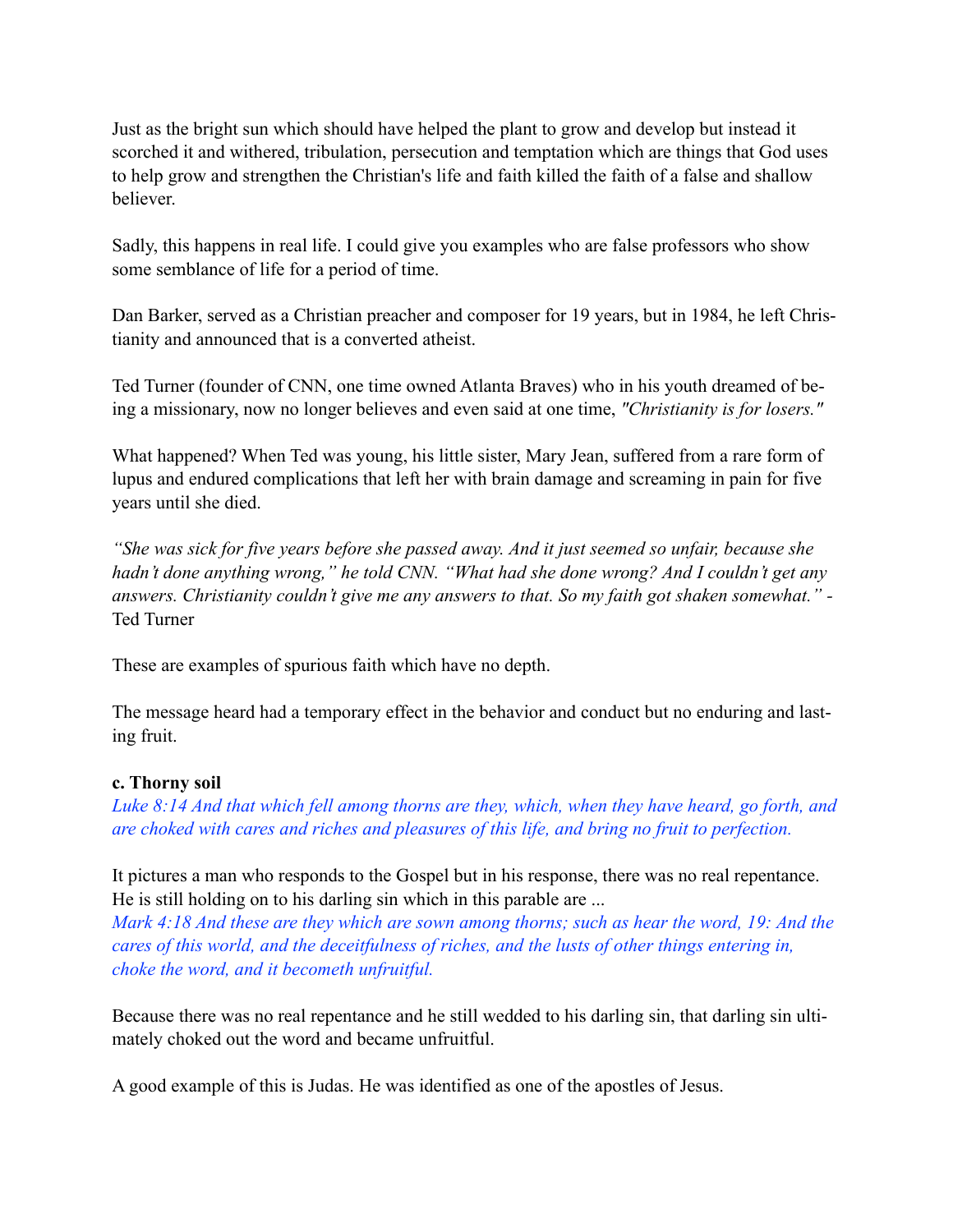Just as the bright sun which should have helped the plant to grow and develop but instead it scorched it and withered, tribulation, persecution and temptation which are things that God uses to help grow and strengthen the Christian's life and faith killed the faith of a false and shallow believer.

Sadly, this happens in real life. I could give you examples who are false professors who show some semblance of life for a period of time.

Dan Barker, served as a Christian preacher and composer for 19 years, but in 1984, he left Christianity and announced that is a converted atheist.

Ted Turner (founder of CNN, one time owned Atlanta Braves) who in his youth dreamed of being a missionary, now no longer believes and even said at one time, *"Christianity is for losers."*

What happened? When Ted was young, his little sister, Mary Jean, suffered from a rare form of lupus and endured complications that left her with brain damage and screaming in pain for five years until she died.

*"She was sick for five years before she passed away. And it just seemed so unfair, because she hadn't done anything wrong," he told CNN. "What had she done wrong? And I couldn't get any answers. Christianity couldn't give me any answers to that. So my faith got shaken somewhat."* - Ted Turner

These are examples of spurious faith which have no depth.

The message heard had a temporary effect in the behavior and conduct but no enduring and lasting fruit.

**c. Thorny soil**

*Luke 8:14 And that which fell among thorns are they, which, when they have heard, go forth, and are choked with cares and riches and pleasures of this life, and bring no fruit to perfection.*

It pictures a man who responds to the Gospel but in his response, there was no real repentance. He is still holding on to his darling sin which in this parable are ...

*Mark 4:18 And these are they which are sown among thorns; such as hear the word, 19: And the cares of this world, and the deceitfulness of riches, and the lusts of other things entering in, choke the word, and it becometh unfruitful.*

Because there was no real repentance and he still wedded to his darling sin, that darling sin ultimately choked out the word and became unfruitful.

A good example of this is Judas. He was identified as one of the apostles of Jesus.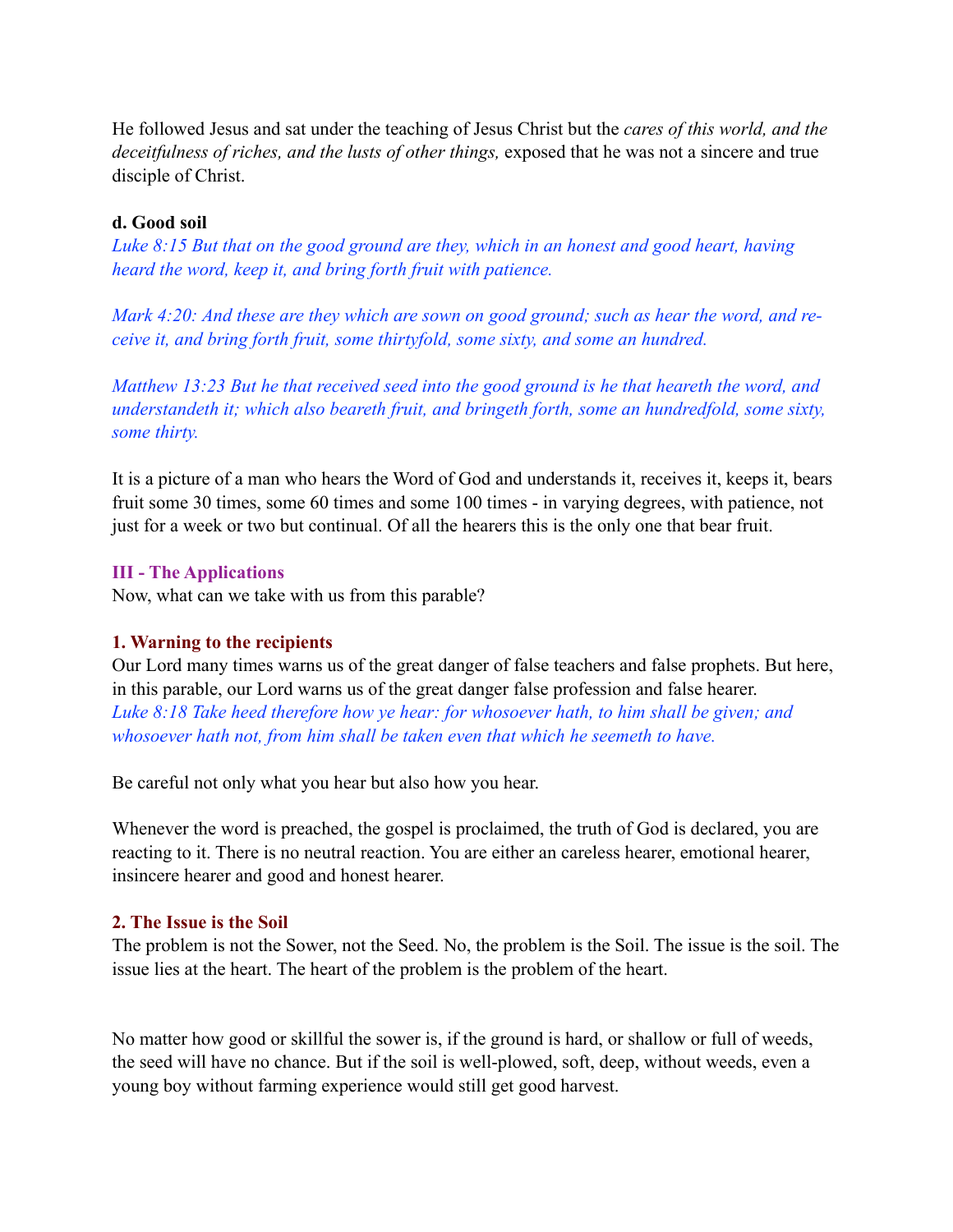He followed Jesus and sat under the teaching of Jesus Christ but the *cares of this world, and the deceitfulness of riches, and the lusts of other things,* exposed that he was not a sincere and true disciple of Christ.

**d. Good soil**

*Luke 8:15 But that on the good ground are they, which in an honest and good heart, having heard the word, keep it, and bring forth fruit with patience.*

*Mark 4:20: And these are they which are sown on good ground; such as hear the word, and receive it, and bring forth fruit, some thirtyfold, some sixty, and some an hundred.*

*Matthew 13:23 But he that received seed into the good ground is he that heareth the word, and understandeth it; which also beareth fruit, and bringeth forth, some an hundredfold, some sixty, some thirty.*

It is a picture of a man who hears the Word of God and understands it, receives it, keeps it, bears fruit some 30 times, some 60 times and some 100 times - in varying degrees, with patience, not just for a week or two but continual. Of all the hearers this is the only one that bear fruit.

## III - The Applications

Now, what can we take with us from this parable?

### 1. Warning to the recipients

Our Lord many times warns us of the great danger of false teachers and false prophets. But here, in this parable, our Lord warns us of the great danger false profession and false hearer.

*Luke 8:18 Take heed therefore how ye hear: for whosoever hath, to him shall be given; and whosoever hath not, from him shall be taken even that which he seemeth to have.*

Be careful not only what you hear but also how you hear.

Whenever the word is preached, the gospel is proclaimed, the truth of God is declared, you are reacting to it. There is no neutral reaction. You are either an careless hearer, emotional hearer, insincere hearer and good and honest hearer.

### 2. The Issue is the Soil

The problem is not the Sower, not the Seed. No, the problem is the Soil. The issue is the soil. The issue lies at the heart. The heart of the problem is the problem of the heart.

No matter how good or skillful the sower is, if the ground is hard, or shallow or full of weeds, the seed will have no chance. But if the soil is well-plowed, soft, deep, without weeds, even a young boy without farming experience would still get good harvest.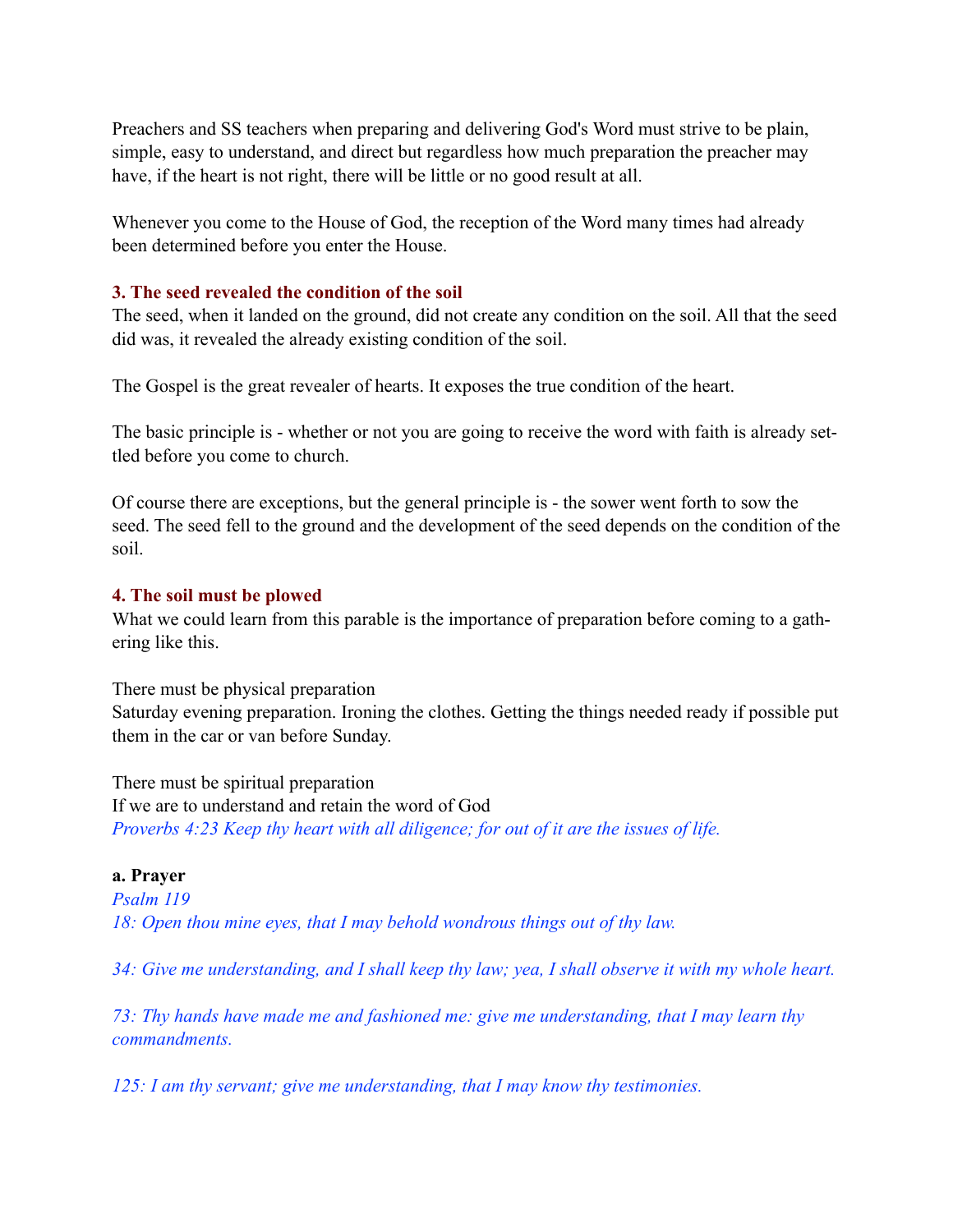Preachers and SS teachers when preparing and delivering God's Word must strive to be plain, simple, easy to understand, and direct but regardless how much preparation the preacher may have, if the heart is not right, there will be little or no good result at all.

Whenever you come to the House of God, the reception of the Word many times had already been determined before you enter the House.

### 3. The seed revealed the condition of the soil

The seed, when it landed on the ground, did not create any condition on the soil. All that the seed did was, it revealed the already existing condition of the soil.

The Gospel is the great revealer of hearts. It exposes the true condition of the heart.

The basic principle is - whether or not you are going to receive the word with faith is already settled before you come to church.

Of course there are exceptions, but the general principle is - the sower went forth to sow the seed. The seed fell to the ground and the development of the seed depends on the condition of the soil.

### 4. The soil must be plowed

What we could learn from this parable is the importance of preparation before coming to a gathering like this.

There must be physical preparation
Saturday evening preparation. Ironing the clothes. Getting the things needed ready if possible put them in the car or van before Sunday.

There must be spiritual preparation
If we are to understand and retain the word of God
*Proverbs 4:23 Keep thy heart with all diligence; for out of it are the issues of life.*

**a. Prayer**

*Psalm 119*
*18: Open thou mine eyes, that I may behold wondrous things out of thy law.*

*34: Give me understanding, and I shall keep thy law; yea, I shall observe it with my whole heart.*

*73: Thy hands have made me and fashioned me: give me understanding, that I may learn thy commandments.*

*125: I am thy servant; give me understanding, that I may know thy testimonies.*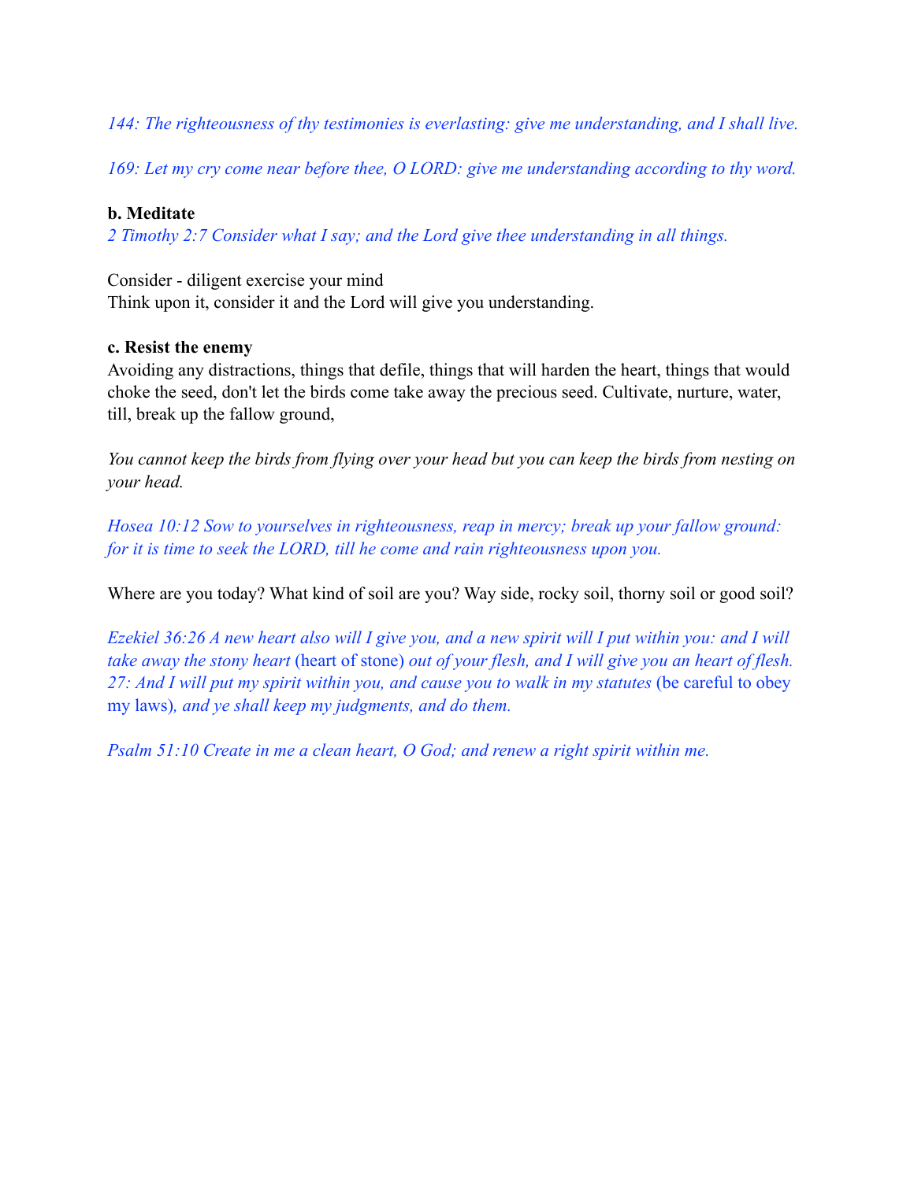*144: The righteousness of thy testimonies is everlasting: give me understanding, and I shall live.*

*169: Let my cry come near before thee, O LORD: give me understanding according to thy word.*

**b. Meditate**

*2 Timothy 2:7 Consider what I say; and the Lord give thee understanding in all things.*

Consider - diligent exercise your mind
Think upon it, consider it and the Lord will give you understanding.

**c. Resist the enemy**

Avoiding any distractions, things that defile, things that will harden the heart, things that would choke the seed, don't let the birds come take away the precious seed. Cultivate, nurture, water, till, break up the fallow ground,

*You cannot keep the birds from flying over your head but you can keep the birds from nesting on your head.*

*Hosea 10:12 Sow to yourselves in righteousness, reap in mercy; break up your fallow ground: for it is time to seek the LORD, till he come and rain righteousness upon you.*

Where are you today? What kind of soil are you? Way side, rocky soil, thorny soil or good soil?

*Ezekiel 36:26 A new heart also will I give you, and a new spirit will I put within you: and I will take away the stony heart* (heart of stone) *out of your flesh, and I will give you an heart of flesh. 27: And I will put my spirit within you, and cause you to walk in my statutes* (be careful to obey my laws)*, and ye shall keep my judgments, and do them.*

*Psalm 51:10 Create in me a clean heart, O God; and renew a right spirit within me.*